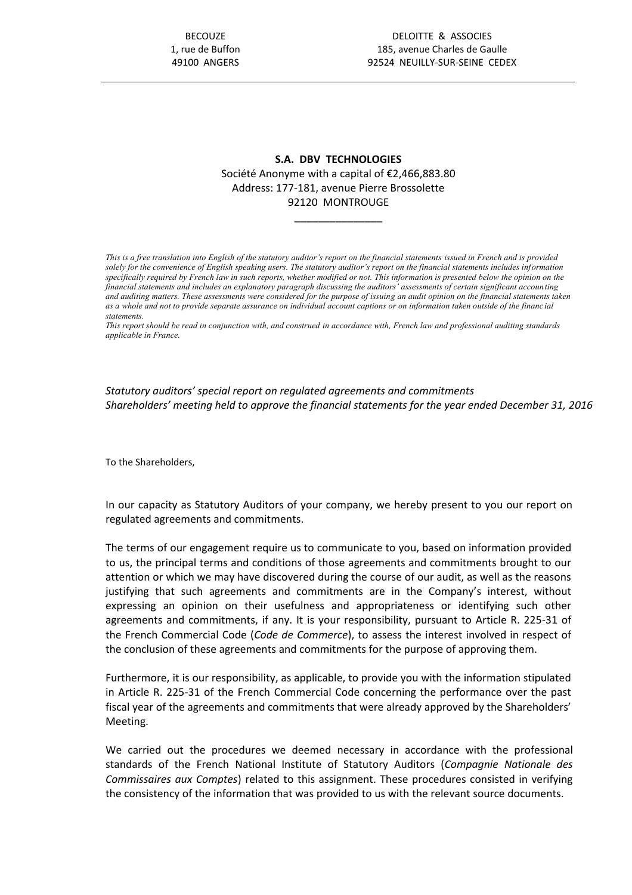BECOUZE
1, rue de Buffon
49100 ANGERS

DELOITTE & ASSOCIES
185, avenue Charles de Gaulle
92524 NEUILLY-SUR-SEINE CEDEX

---

**S.A. DBV TECHNOLOGIES**
Société Anonyme with a capital of €2,466,883.80
Address: 177-181, avenue Pierre Brossolette
92120 MONTROUGE

\_\_\_\_\_\_\_\_\_\_\_\_\_\_\_

*This is a free translation into English of the statutory auditor's report on the financial statements issued in French and is provided solely for the convenience of English speaking users. The statutory auditor's report on the financial statements includes information specifically required by French law in such reports, whether modified or not. This information is presented below the opinion on the financial statements and includes an explanatory paragraph discussing the auditors' assessments of certain significant accounting and auditing matters. These assessments were considered for the purpose of issuing an audit opinion on the financial statements taken as a whole and not to provide separate assurance on individual account captions or on information taken outside of the financial statements.*
*This report should be read in conjunction with, and construed in accordance with, French law and professional auditing standards applicable in France.*

*Statutory auditors' special report on regulated agreements and commitments*
*Shareholders' meeting held to approve the financial statements for the year ended December 31, 2016*

To the Shareholders,

In our capacity as Statutory Auditors of your company, we hereby present to you our report on regulated agreements and commitments.

The terms of our engagement require us to communicate to you, based on information provided to us, the principal terms and conditions of those agreements and commitments brought to our attention or which we may have discovered during the course of our audit, as well as the reasons justifying that such agreements and commitments are in the Company's interest, without expressing an opinion on their usefulness and appropriateness or identifying such other agreements and commitments, if any. It is your responsibility, pursuant to Article R. 225-31 of the French Commercial Code (*Code de Commerce*), to assess the interest involved in respect of the conclusion of these agreements and commitments for the purpose of approving them.

Furthermore, it is our responsibility, as applicable, to provide you with the information stipulated in Article R. 225-31 of the French Commercial Code concerning the performance over the past fiscal year of the agreements and commitments that were already approved by the Shareholders' Meeting.

We carried out the procedures we deemed necessary in accordance with the professional standards of the French National Institute of Statutory Auditors (*Compagnie Nationale des Commissaires aux Comptes*) related to this assignment. These procedures consisted in verifying the consistency of the information that was provided to us with the relevant source documents.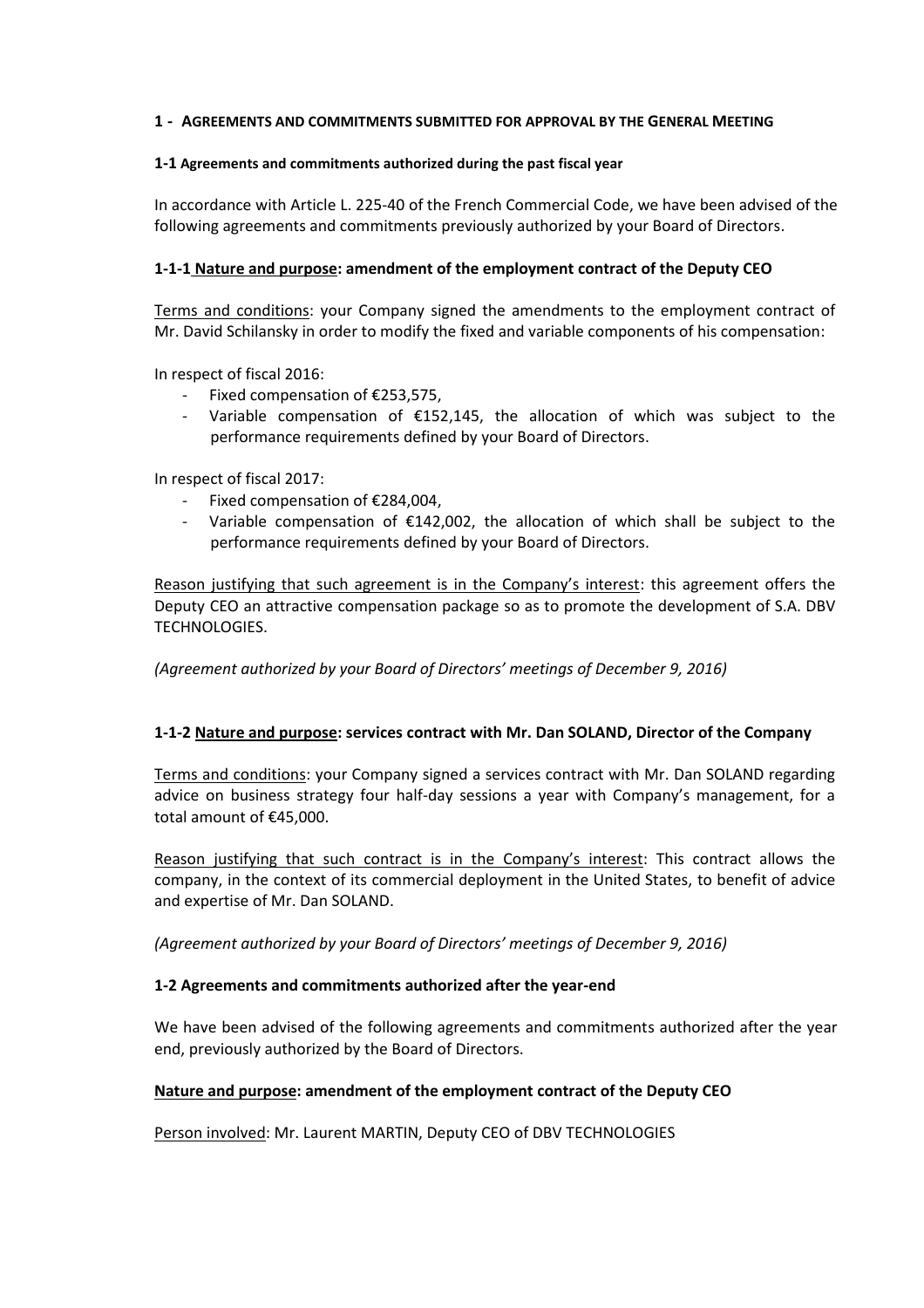## 1 - AGREEMENTS AND COMMITMENTS SUBMITTED FOR APPROVAL BY THE GENERAL MEETING

### 1-1 Agreements and commitments authorized during the past fiscal year

In accordance with Article L. 225-40 of the French Commercial Code, we have been advised of the following agreements and commitments previously authorized by your Board of Directors.

#### 1-1-1 Nature and purpose: amendment of the employment contract of the Deputy CEO

Terms and conditions: your Company signed the amendments to the employment contract of Mr. David Schilansky in order to modify the fixed and variable components of his compensation:

In respect of fiscal 2016:

- Fixed compensation of €253,575,
- Variable compensation of €152,145, the allocation of which was subject to the performance requirements defined by your Board of Directors.

In respect of fiscal 2017:

- Fixed compensation of €284,004,
- Variable compensation of €142,002, the allocation of which shall be subject to the performance requirements defined by your Board of Directors.

Reason justifying that such agreement is in the Company's interest: this agreement offers the Deputy CEO an attractive compensation package so as to promote the development of S.A. DBV TECHNOLOGIES.

*(Agreement authorized by your Board of Directors' meetings of December 9, 2016)*

#### 1-1-2 Nature and purpose: services contract with Mr. Dan SOLAND, Director of the Company

Terms and conditions: your Company signed a services contract with Mr. Dan SOLAND regarding advice on business strategy four half-day sessions a year with Company's management, for a total amount of €45,000.

Reason justifying that such contract is in the Company's interest: This contract allows the company, in the context of its commercial deployment in the United States, to benefit of advice and expertise of Mr. Dan SOLAND.

*(Agreement authorized by your Board of Directors' meetings of December 9, 2016)*

### 1-2 Agreements and commitments authorized after the year-end

We have been advised of the following agreements and commitments authorized after the year end, previously authorized by the Board of Directors.

**Nature and purpose: amendment of the employment contract of the Deputy CEO**

Person involved: Mr. Laurent MARTIN, Deputy CEO of DBV TECHNOLOGIES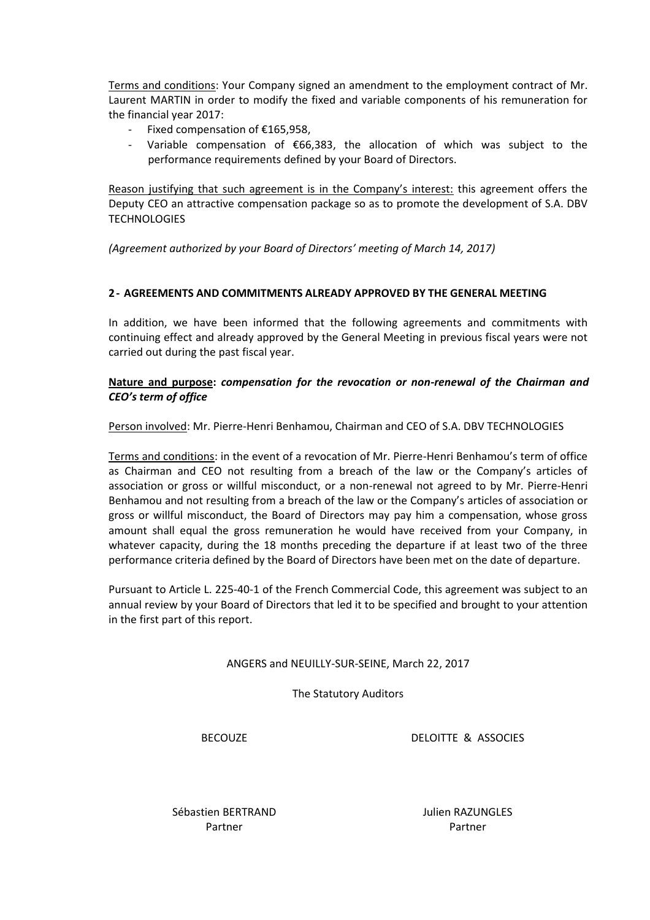Terms and conditions: Your Company signed an amendment to the employment contract of Mr. Laurent MARTIN in order to modify the fixed and variable components of his remuneration for the financial year 2017:

- Fixed compensation of €165,958,
- Variable compensation of €66,383, the allocation of which was subject to the performance requirements defined by your Board of Directors.

Reason justifying that such agreement is in the Company's interest: this agreement offers the Deputy CEO an attractive compensation package so as to promote the development of S.A. DBV TECHNOLOGIES

*(Agreement authorized by your Board of Directors' meeting of March 14, 2017)*

## 2 - AGREEMENTS AND COMMITMENTS ALREADY APPROVED BY THE GENERAL MEETING

In addition, we have been informed that the following agreements and commitments with continuing effect and already approved by the General Meeting in previous fiscal years were not carried out during the past fiscal year.

**Nature and purpose:** ***compensation for the revocation or non-renewal of the Chairman and CEO's term of office***

Person involved: Mr. Pierre-Henri Benhamou, Chairman and CEO of S.A. DBV TECHNOLOGIES

Terms and conditions: in the event of a revocation of Mr. Pierre-Henri Benhamou's term of office as Chairman and CEO not resulting from a breach of the law or the Company's articles of association or gross or willful misconduct, or a non-renewal not agreed to by Mr. Pierre-Henri Benhamou and not resulting from a breach of the law or the Company's articles of association or gross or willful misconduct, the Board of Directors may pay him a compensation, whose gross amount shall equal the gross remuneration he would have received from your Company, in whatever capacity, during the 18 months preceding the departure if at least two of the three performance criteria defined by the Board of Directors have been met on the date of departure.

Pursuant to Article L. 225-40-1 of the French Commercial Code, this agreement was subject to an annual review by your Board of Directors that led it to be specified and brought to your attention in the first part of this report.

ANGERS and NEUILLY-SUR-SEINE, March 22, 2017

The Statutory Auditors

BECOUZE

Sébastien BERTRAND
Partner

DELOITTE & ASSOCIES

Julien RAZUNGLES
Partner